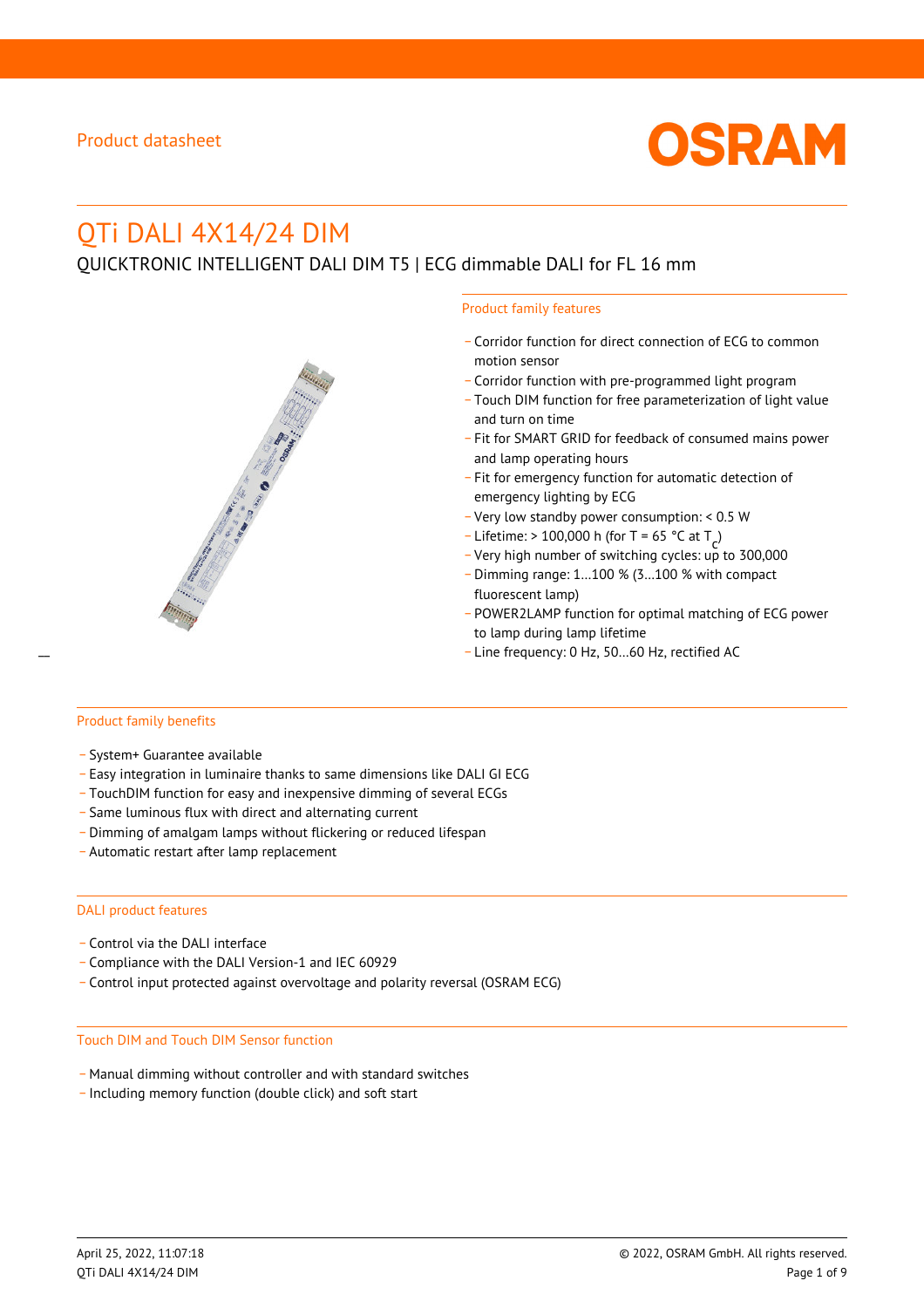Product datasheet

# QTi DALI 4X14/24 DIM

QUICKTRONIC INTELLIGENT DALI DIM T5 | ECG dimmable DALI for FL 16 mm

## Product family features

- Corridor function for direct connection of ECG to common motion sensor
- Corridor function with pre-programmed light program
- Touch DIM function for free parameterization of light value and turn on time
- Fit for SMART GRID for feedback of consumed mains power and lamp operating hours
- Fit for emergency function for automatic detection of emergency lighting by ECG
- Very low standby power consumption: < 0.5 W
- Lifetime: > 100,000 h (for T = 65 °C at $T_c$)
- Very high number of switching cycles: up to 300,000
- Dimming range: 1…100 % (3…100 % with compact fluorescent lamp)
- POWER2LAMP function for optimal matching of ECG power to lamp during lamp lifetime
- Line frequency: 0 Hz, 50…60 Hz, rectified AC

## Product family benefits

- System+ Guarantee available
- Easy integration in luminaire thanks to same dimensions like DALI GI ECG
- TouchDIM function for easy and inexpensive dimming of several ECGs
- Same luminous flux with direct and alternating current
- Dimming of amalgam lamps without flickering or reduced lifespan
- Automatic restart after lamp replacement

## DALI product features

- Control via the DALI interface
- Compliance with the DALI Version-1 and IEC 60929
- Control input protected against overvoltage and polarity reversal (OSRAM ECG)

## Touch DIM and Touch DIM Sensor function

- Manual dimming without controller and with standard switches
- Including memory function (double click) and soft start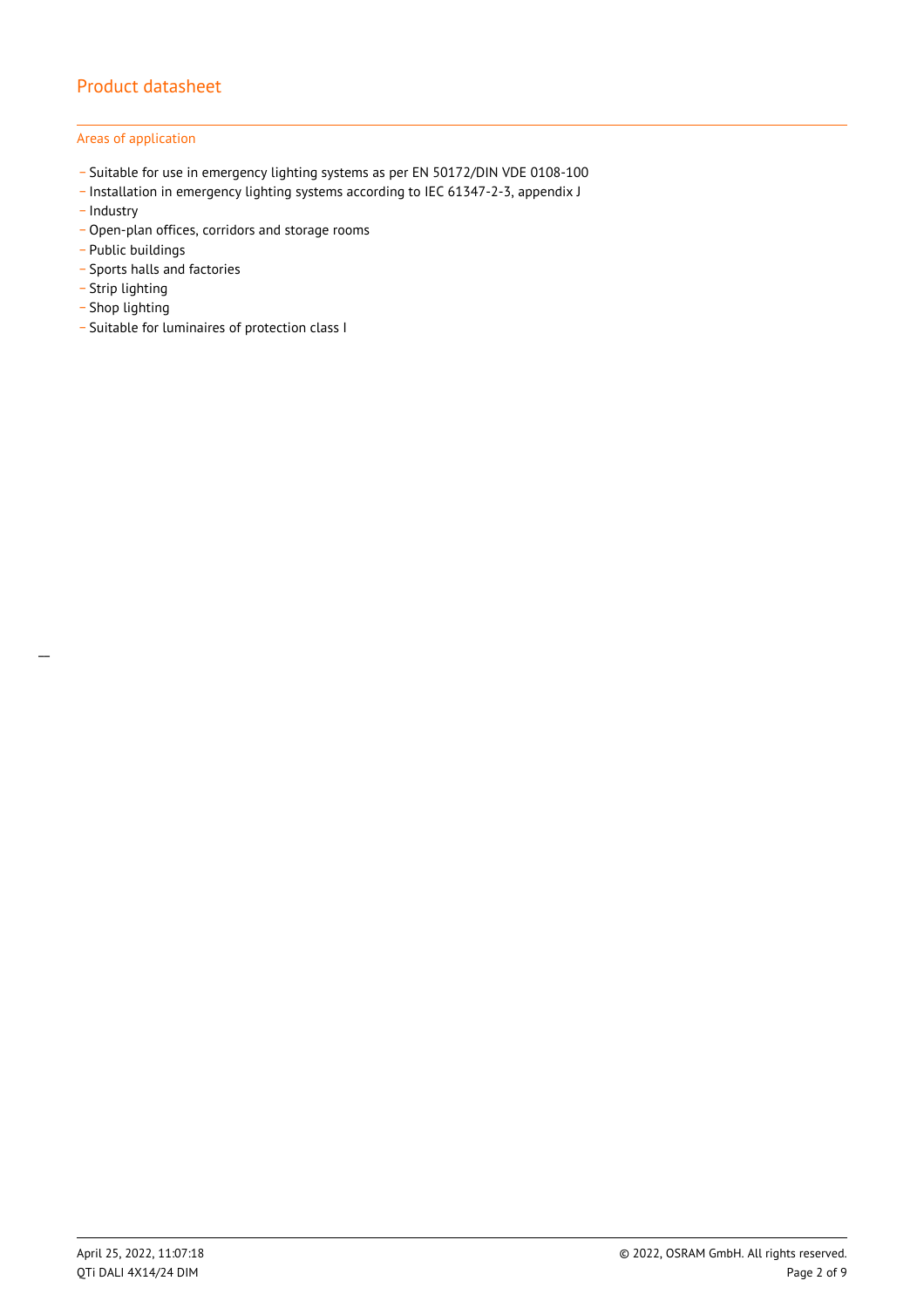### Areas of application

- Suitable for use in emergency lighting systems as per EN 50172/DIN VDE 0108-100
- Installation in emergency lighting systems according to IEC 61347-2-3, appendix J
- Industry
- Open-plan offices, corridors and storage rooms
- Public buildings
- Sports halls and factories
- Strip lighting
- Shop lighting
- Suitable for luminaires of protection class I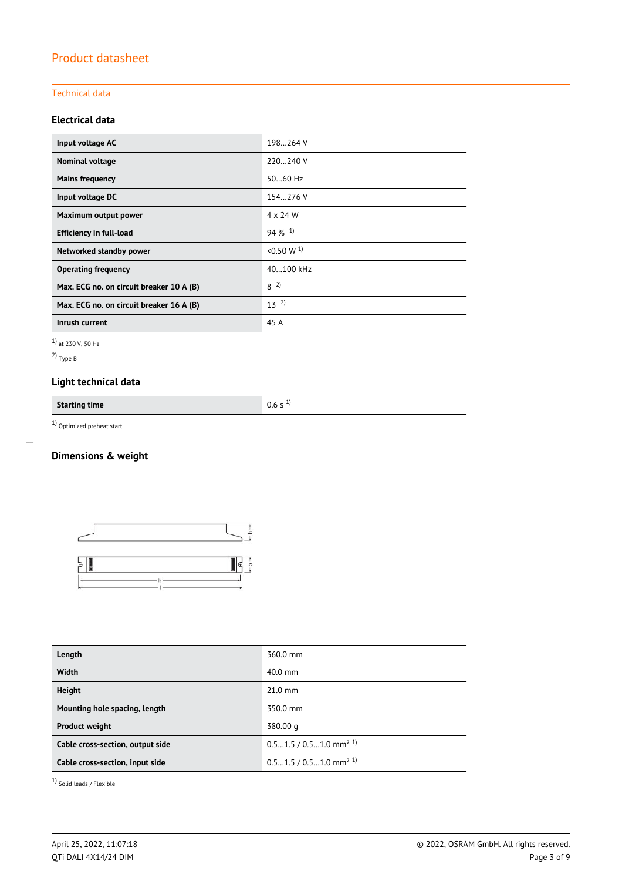# Product datasheet

## Technical data

### Electrical data

| | |
|---|---|
| **Input voltage AC** | 198…264 V |
| **Nominal voltage** | 220…240 V |
| **Mains frequency** | 50…60 Hz |
| **Input voltage DC** | 154…276 V |
| **Maximum output power** | 4 x 24 W |
| **Efficiency in full-load** | 94 % [1] |
| **Networked standby power** | <0.50 W [1] |
| **Operating frequency** | 40…100 kHz |
| **Max. ECG no. on circuit breaker 10 A (B)** | 8 [2] |
| **Max. ECG no. on circuit breaker 16 A (B)** | 13 [2] |
| **Inrush current** | 45 A |

[1] at 230 V, 50 Hz

[2] Type B

### Light technical data

| | |
|---|---|
| **Starting time** | 0.6 s [1] |

[1] Optimized preheat start

### Dimensions & weight

| | |
|---|---|
| **Length** | 360.0 mm |
| **Width** | 40.0 mm |
| **Height** | 21.0 mm |
| **Mounting hole spacing, length** | 350.0 mm |
| **Product weight** | 380.00 g |
| **Cable cross-section, output side** | 0.5…1.5 / 0.5…1.0 mm² [1] |
| **Cable cross-section, input side** | 0.5…1.5 / 0.5…1.0 mm² [1] |

[1] Solid leads / Flexible

April 25, 2022, 11:07:18

QTi DALI 4X14/24 DIM

© 2022, OSRAM GmbH. All rights reserved.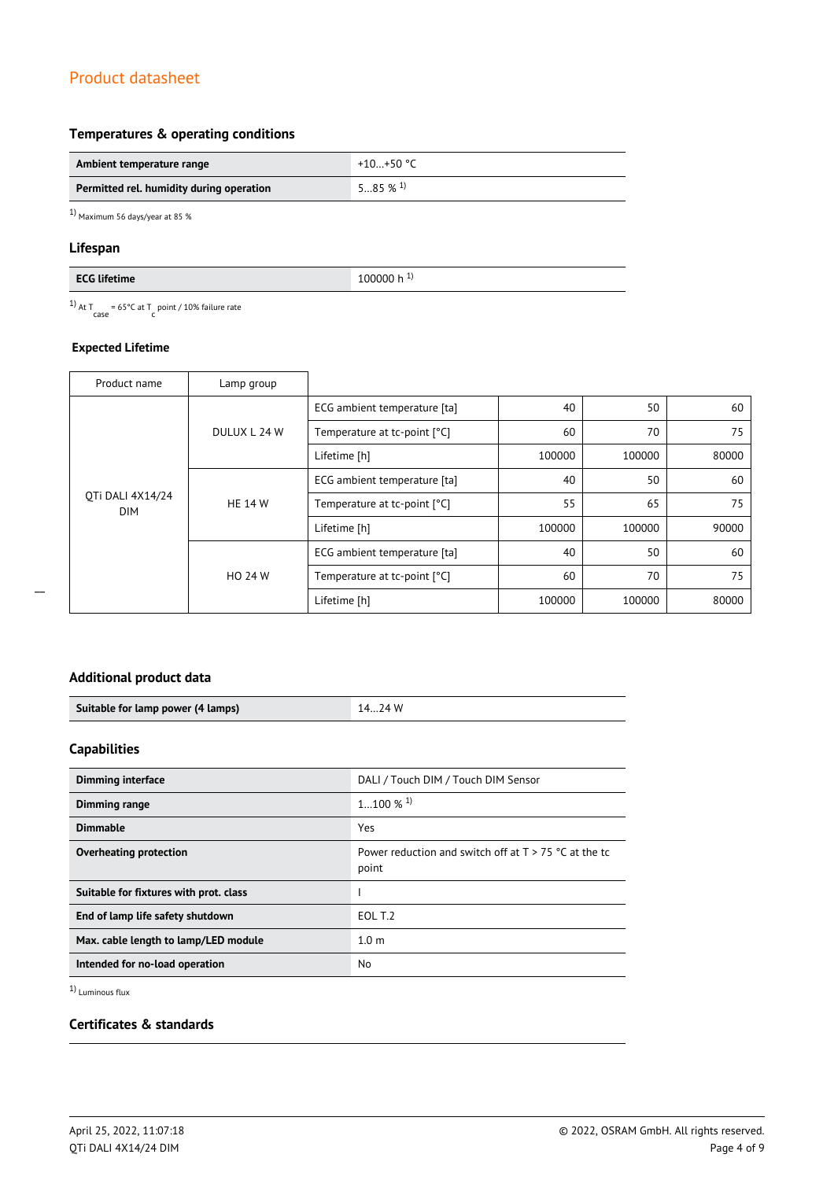## Temperatures & operating conditions

| | |
|---|---|
| **Ambient temperature range** | +10…+50 °C |
| **Permitted rel. humidity during operation** | 5…85 % [1] |

[1] Maximum 56 days/year at 85 %

## Lifespan

| | |
|---|---|
| **ECG lifetime** | 100000 h [1] |

[1] At $T_{case}$ = 65°C at $T_c$ point / 10% failure rate

### Expected Lifetime

| Product name | Lamp group | | | | |
|---|---|---|---|---|---|
| QTi DALI 4X14/24 DIM | DULUX L 24 W | ECG ambient temperature [ta] | 40 | 50 | 60 |
| | | Temperature at tc-point [°C] | 60 | 70 | 75 |
| | | Lifetime [h] | 100000 | 100000 | 80000 |
| | HE 14 W | ECG ambient temperature [ta] | 40 | 50 | 60 |
| | | Temperature at tc-point [°C] | 55 | 65 | 75 |
| | | Lifetime [h] | 100000 | 100000 | 90000 |
| | HO 24 W | ECG ambient temperature [ta] | 40 | 50 | 60 |
| | | Temperature at tc-point [°C] | 60 | 70 | 75 |
| | | Lifetime [h] | 100000 | 100000 | 80000 |

## Additional product data

| | |
|---|---|
| **Suitable for lamp power (4 lamps)** | 14…24 W |

## Capabilities

| | |
|---|---|
| **Dimming interface** | DALI / Touch DIM / Touch DIM Sensor |
| **Dimming range** | 1…100 % [1] |
| **Dimmable** | Yes |
| **Overheating protection** | Power reduction and switch off at T > 75 °C at the tc point |
| **Suitable for fixtures with prot. class** | I |
| **End of lamp life safety shutdown** | EOL T.2 |
| **Max. cable length to lamp/LED module** | 1.0 m |
| **Intended for no-load operation** | No |

[1] Luminous flux

## Certificates & standards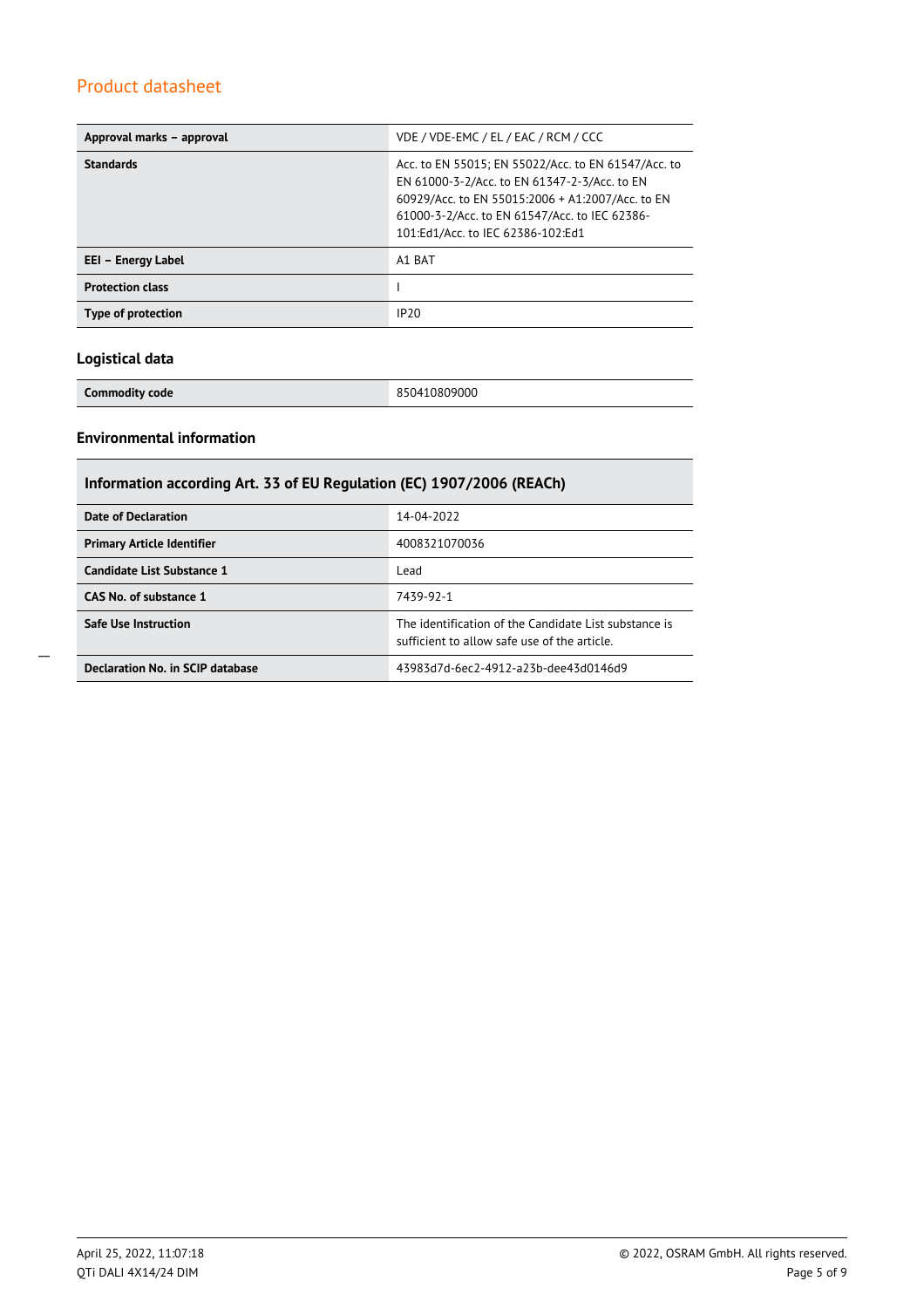| | |
|---|---|
| **Approval marks – approval** | VDE / VDE-EMC / EL / EAC / RCM / CCC |
| **Standards** | Acc. to EN 55015; EN 55022/Acc. to EN 61547/Acc. to EN 61000-3-2/Acc. to EN 61347-2-3/Acc. to EN 60929/Acc. to EN 55015:2006 + A1:2007/Acc. to EN 61000-3-2/Acc. to EN 61547/Acc. to IEC 62386-101:Ed1/Acc. to IEC 62386-102:Ed1 |
| **EEI – Energy Label** | A1 BAT |
| **Protection class** | I |
| **Type of protection** | IP20 |

### Logistical data

| | |
|---|---|
| **Commodity code** | 850410809000 |

### Environmental information

| Information according Art. 33 of EU Regulation (EC) 1907/2006 (REACh) | |
|---|---|
| **Date of Declaration** | 14-04-2022 |
| **Primary Article Identifier** | 4008321070036 |
| **Candidate List Substance 1** | Lead |
| **CAS No. of substance 1** | 7439-92-1 |
| **Safe Use Instruction** | The identification of the Candidate List substance is sufficient to allow safe use of the article. |
| **Declaration No. in SCIP database** | 43983d7d-6ec2-4912-a23b-dee43d0146d9 |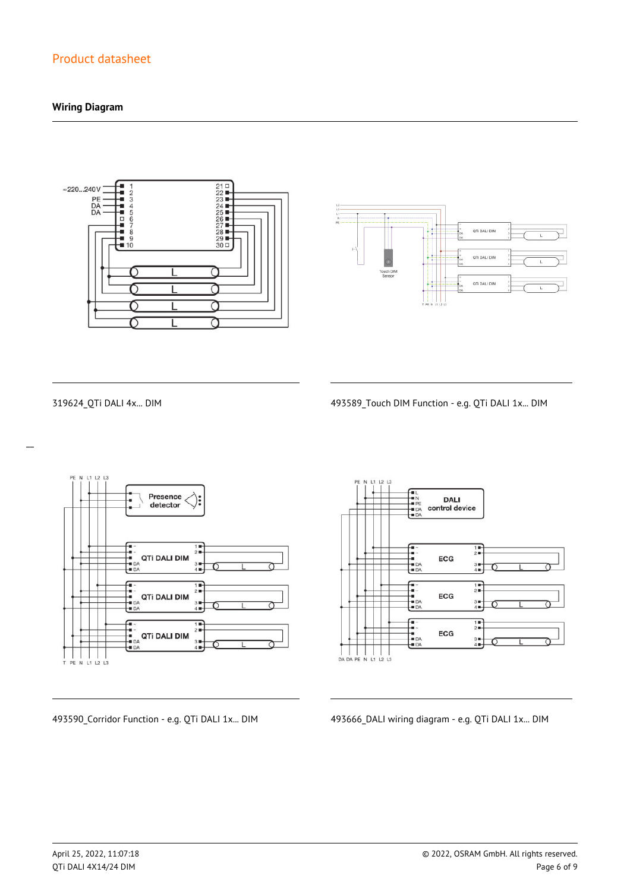## Wiring Diagram

319624_QTi DALI 4x... DIM

493589_Touch DIM Function - e.g. QTi DALI 1x... DIM

493590_Corridor Function - e.g. QTi DALI 1x... DIM

493666_DALI wiring diagram - e.g. QTi DALI 1x... DIM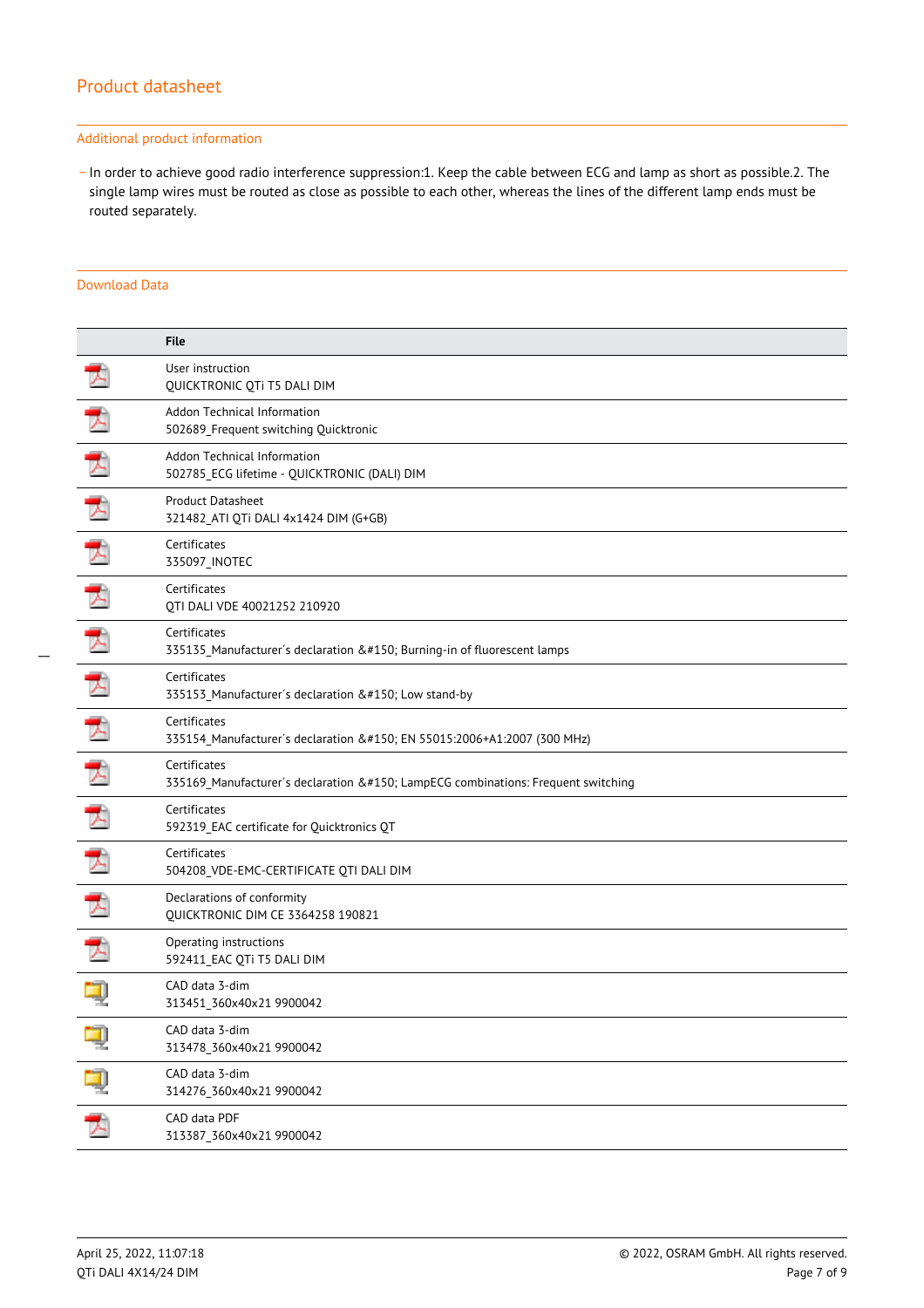## Product datasheet

### Additional product information

- In order to achieve good radio interference suppression:1. Keep the cable between ECG and lamp as short as possible.2. The single lamp wires must be routed as close as possible to each other, whereas the lines of the different lamp ends must be routed separately.

### Download Data

| | File |
|---|---|
| | User instruction<br>QUICKTRONIC QTi T5 DALI DIM |
| | Addon Technical Information<br>502689_Frequent switching Quicktronic |
| | Addon Technical Information<br>502785_ECG lifetime - QUICKTRONIC (DALI) DIM |
| | Product Datasheet<br>321482_ATI QTi DALI 4x1424 DIM (G+GB) |
| | Certificates<br>335097_INOTEC |
| | Certificates<br>QTI DALI VDE 40021252 210920 |
| | Certificates<br>335135_Manufacturer´s declaration &#150; Burning-in of fluorescent lamps |
| | Certificates<br>335153_Manufacturer´s declaration &#150; Low stand-by |
| | Certificates<br>335154_Manufacturer´s declaration &#150; EN 55015:2006+A1:2007 (300 MHz) |
| | Certificates<br>335169_Manufacturer´s declaration &#150; LampECG combinations: Frequent switching |
| | Certificates<br>592319_EAC certificate for Quicktronics QT |
| | Certificates<br>504208_VDE-EMC-CERTIFICATE QTI DALI DIM |
| | Declarations of conformity<br>QUICKTRONIC DIM CE 3364258 190821 |
| | Operating instructions<br>592411_EAC QTi T5 DALI DIM |
| | CAD data 3-dim<br>313451_360x40x21 9900042 |
| | CAD data 3-dim<br>313478_360x40x21 9900042 |
| | CAD data 3-dim<br>314276_360x40x21 9900042 |
| | CAD data PDF<br>313387_360x40x21 9900042 |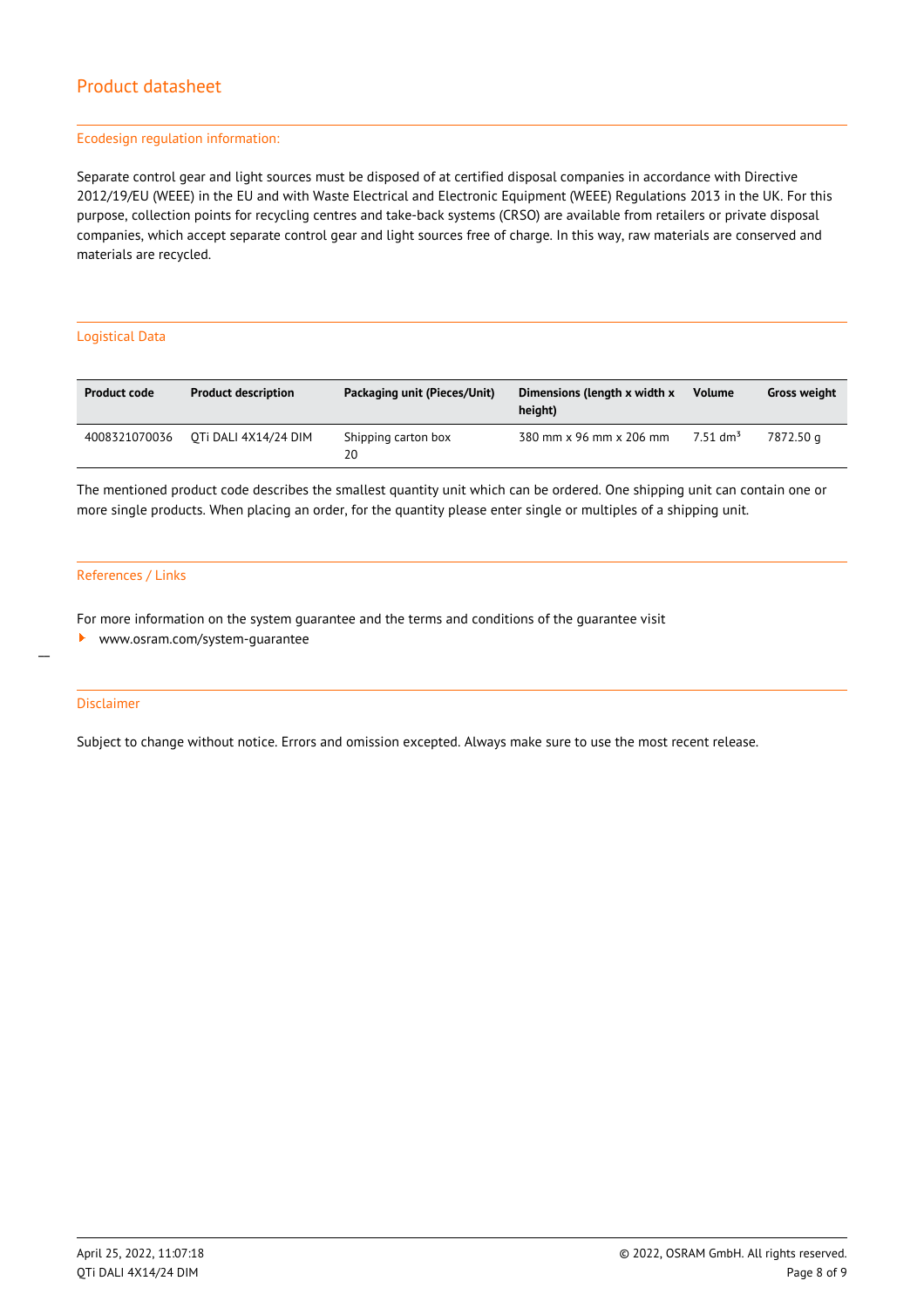## Ecodesign regulation information:

Separate control gear and light sources must be disposed of at certified disposal companies in accordance with Directive 2012/19/EU (WEEE) in the EU and with Waste Electrical and Electronic Equipment (WEEE) Regulations 2013 in the UK. For this purpose, collection points for recycling centres and take-back systems (CRSO) are available from retailers or private disposal companies, which accept separate control gear and light sources free of charge. In this way, raw materials are conserved and materials are recycled.

## Logistical Data

| Product code | Product description | Packaging unit (Pieces/Unit) | Dimensions (length x width x height) | Volume | Gross weight |
|---|---|---|---|---|---|
| 4008321070036 | QTi DALI 4X14/24 DIM | Shipping carton box 20 | 380 mm x 96 mm x 206 mm | 7.51 $dm^3$ | 7872.50 g |

The mentioned product code describes the smallest quantity unit which can be ordered. One shipping unit can contain one or more single products. When placing an order, for the quantity please enter single or multiples of a shipping unit.

## References / Links

For more information on the system guarantee and the terms and conditions of the guarantee visit

- www.osram.com/system-guarantee

## Disclaimer

Subject to change without notice. Errors and omission excepted. Always make sure to use the most recent release.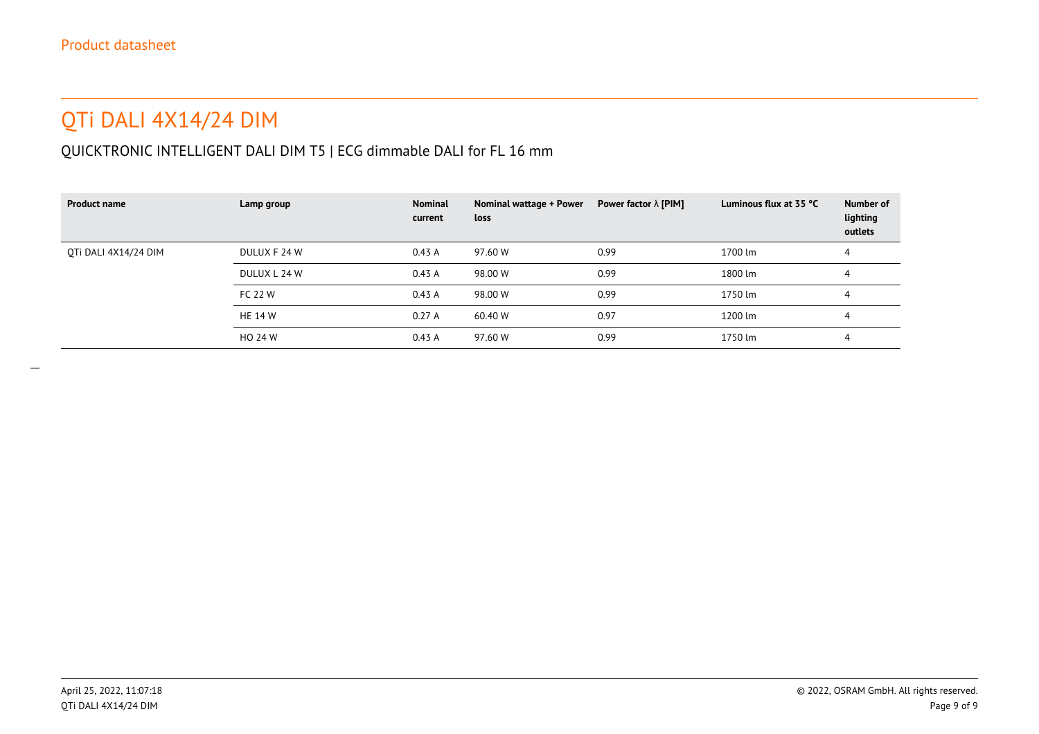# QTi DALI 4X14/24 DIM

## QUICKTRONIC INTELLIGENT DALI DIM T5 | ECG dimmable DALI for FL 16 mm

| Product name | Lamp group | Nominal current | Nominal wattage + Power loss | Power factor λ [PIM] | Luminous flux at 35 °C | Number of lighting outlets |
| --- | --- | --- | --- | --- | --- | --- |
| QTi DALI 4X14/24 DIM | DULUX F 24 W | 0.43 A | 97.60 W | 0.99 | 1700 lm | 4 |
| | DULUX L 24 W | 0.43 A | 98.00 W | 0.99 | 1800 lm | 4 |
| | FC 22 W | 0.43 A | 98.00 W | 0.99 | 1750 lm | 4 |
| | HE 14 W | 0.27 A | 60.40 W | 0.97 | 1200 lm | 4 |
| | HO 24 W | 0.43 A | 97.60 W | 0.99 | 1750 lm | 4 |